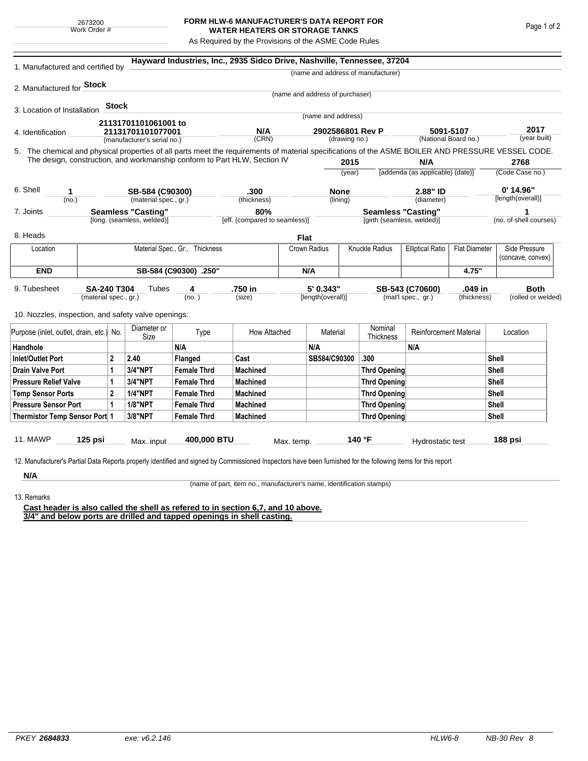2673200
Work Order #

# FORM HLW-6 MANUFACTURER'S DATA REPORT FOR WATER HEATERS OR STORAGE TANKS

As Required by the Provisions of the ASME Code Rules

1. Manufactured and certified by **Hayward Industries, Inc., 2935 Sidco Drive, Nashville, Tennessee, 37204**
(name and address of manufacturer)

2. Manufactured for **Stock**
(name and address of purchaser)

3. Location of Installation **Stock**
(name and address)

4. Identification **21131701101061001 to 21131701101077001** (manufacturer's serial no.) — **N/A** (CRN) — **2902586801 Rev P** (drawing no.) — **5091-5107** (National Board no.) — **2017** (year built)

5. The chemical and physical properties of all parts meet the requirements of material specifications of the ASME BOILER AND PRESSURE VESSEL CODE. The design, construction, and workmanship conform to Part HLW, Section IV **2015** (year) **N/A** [addenda (as applicable) (date)] **2768** (Code Case no.)

6. Shell **1** (no.) — **SB-584 (C90300)** (material spec., gr.) — **.300** (thickness) — **None** (lining) — **2.88" ID** (diameter) — **0' 14.96"** [length(overall)]

7. Joints **Seamless "Casting"** [long. (seamless, welded)] — **80%** [eff. (compared to seamless)] — **Seamless "Casting"** [girth (seamless, welded)] — **1** (no. of shell courses)

8. Heads **Flat**

| Location | Material Spec., Gr., Thickness | Crown Radius | Knuckle Radius | Elliptical Ratio | Flat Diameter | Side Pressure (concave, convex) |
|---|---|---|---|---|---|---|
| **END** | **SB-584 (C90300) .250"** | **N/A** | | | **4.75"** | |

9. Tubesheet **SA-240 T304** (material spec., gr.) Tubes **4** (no.) — **.750 in** (size) — **5' 0.343"** [length(overall)] — **SB-543 (C70600)** (mat'l spec., gr.) — **.049 in** (thickness) — **Both** (rolled or welded)

10. Nozzles, inspection, and safety valve openings:

| Purpose (inlet, outlet, drain, etc.) | No. | Diameter or Size | Type | How Attached | Material | Nominal Thickness | Reinforcement Material | Location |
|---|---|---|---|---|---|---|---|---|
| **Handhole** | | | **N/A** | | **N/A** | | **N/A** | |
| **Inlet/Outlet Port** | **2** | **2.40** | **Flanged** | **Cast** | **SB584/C90300** | **.300** | | **Shell** |
| **Drain Valve Port** | **1** | **3/4"NPT** | **Female Thrd** | **Machined** | | **Thrd Opening** | | **Shell** |
| **Pressure Relief Valve** | **1** | **3/4"NPT** | **Female Thrd** | **Machined** | | **Thrd Opening** | | **Shell** |
| **Temp Sensor Ports** | **2** | **1/4"NPT** | **Female Thrd** | **Machined** | | **Thrd Opening** | | **Shell** |
| **Pressure Sensor Port** | **1** | **1/8"NPT** | **Female Thrd** | **Machined** | | **Thrd Opening** | | **Shell** |
| **Thermistor Temp Sensor Port** | **1** | **3/8"NPT** | **Female Thrd** | **Machined** | | **Thrd Opening** | | **Shell** |

11. MAWP **125 psi** Max. input **400,000 BTU** Max. temp. **140 °F** Hydrostatic test **188 psi**

12. Manufacturer's Partial Data Reports properly identified and signed by Commissioned Inspectors have been furnished for the following items for this report

**N/A**
(name of part, item no., manufacturer's name, identification stamps)

13. Remarks

**Cast header is also called the shell as refered to in section 6,7, and 10 above.**
**3/4" and below ports are drilled and tapped openings in shell casting.**

PKEY **2684833** exe: v6.2.146 HLW6-8 NB-30 Rev 8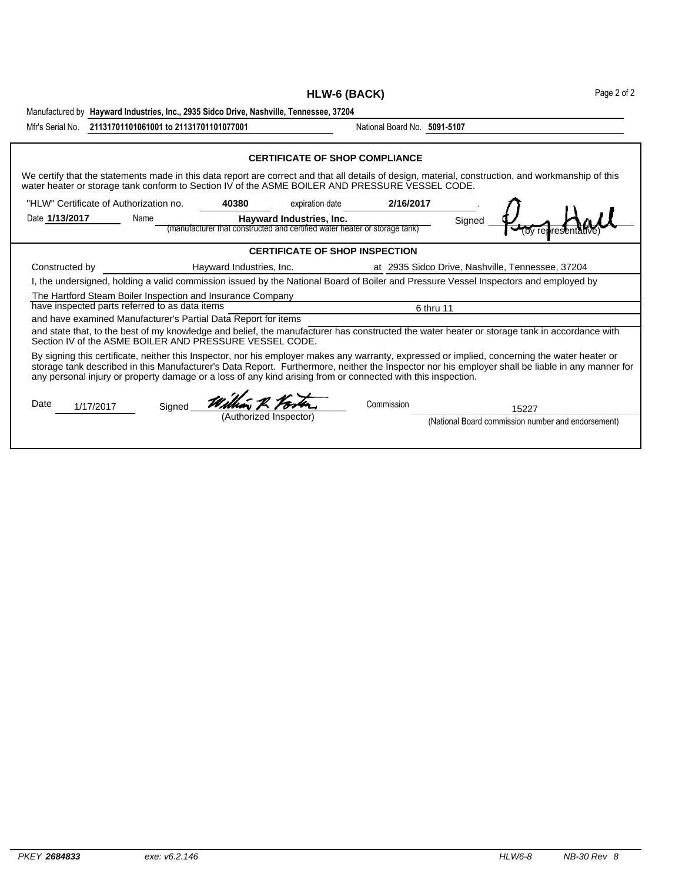# HLW-6 (BACK)

Manufactured by **Hayward Industries, Inc., 2935 Sidco Drive, Nashville, Tennessee, 37204**

Mfr's Serial No. **21131701101061001 to 21131701101077001** National Board No. **5091-5107**

## CERTIFICATE OF SHOP COMPLIANCE

We certify that the statements made in this data report are correct and that all details of design, material, construction, and workmanship of this water heater or storage tank conform to Section IV of the ASME BOILER AND PRESSURE VESSEL CODE.

"HLW" Certificate of Authorization no. **40380** expiration date **2/16/2017**.

Date **1/13/2017** Name **Hayward Industries, Inc.** (manufacturer that constructed and certified water heater or storage tank) Signed (by representative)

## CERTIFICATE OF SHOP INSPECTION

Constructed by Hayward Industries, Inc. at 2935 Sidco Drive, Nashville, Tennessee, 37204

I, the undersigned, holding a valid commission issued by the National Board of Boiler and Pressure Vessel Inspectors and employed by The Hartford Steam Boiler Inspection and Insurance Company

have inspected parts referred to as data items 6 thru 11

and have examined Manufacturer's Partial Data Report for items

and state that, to the best of my knowledge and belief, the manufacturer has constructed the water heater or storage tank in accordance with Section IV of the ASME BOILER AND PRESSURE VESSEL CODE.

By signing this certificate, neither this Inspector, nor his employer makes any warranty, expressed or implied, concerning the water heater or storage tank described in this Manufacturer's Data Report. Furthermore, neither the Inspector nor his employer shall be liable in any manner for any personal injury or property damage or a loss of any kind arising from or connected with this inspection.

Date 1/17/2017 Signed (Authorized Inspector) Commission 15227 (National Board commission number and endorsement)

PKEY **2684833** exe: v6.2.146 HLW6-8 NB-30 Rev 8